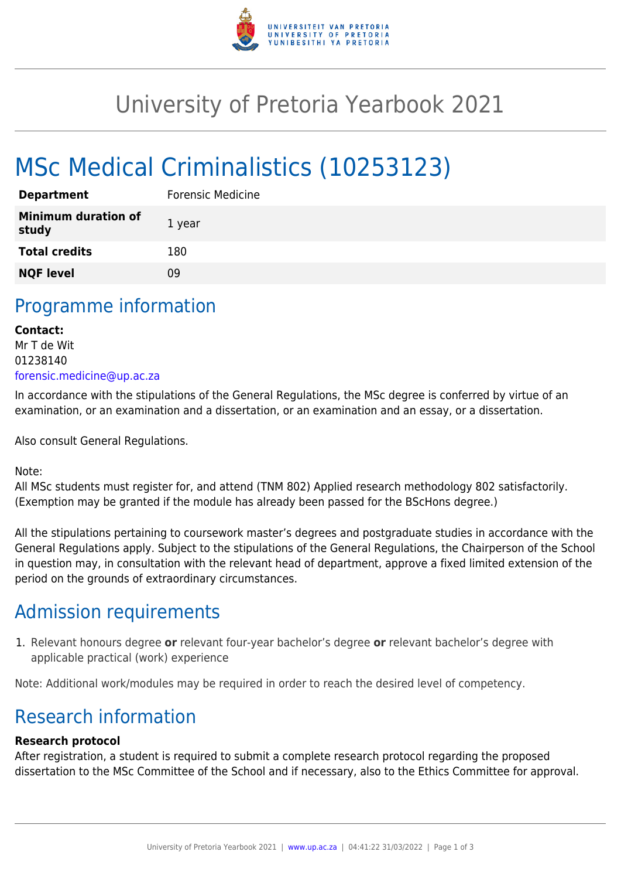# University of Pretoria Yearbook 2021

# MSc Medical Criminalistics (10253123)

| | |
|---|---|
| **Department** | Forensic Medicine |
| **Minimum duration of study** | 1 year |
| **Total credits** | 180 |
| **NQF level** | 09 |

## Programme information

**Contact:**
Mr T de Wit
01238140
forensic.medicine@up.ac.za

In accordance with the stipulations of the General Regulations, the MSc degree is conferred by virtue of an examination, or an examination and a dissertation, or an examination and an essay, or a dissertation.

Also consult General Regulations.

Note:
All MSc students must register for, and attend (TNM 802) Applied research methodology 802 satisfactorily. (Exemption may be granted if the module has already been passed for the BScHons degree.)

All the stipulations pertaining to coursework master's degrees and postgraduate studies in accordance with the General Regulations apply. Subject to the stipulations of the General Regulations, the Chairperson of the School in question may, in consultation with the relevant head of department, approve a fixed limited extension of the period on the grounds of extraordinary circumstances.

## Admission requirements

1. Relevant honours degree **or** relevant four-year bachelor's degree **or** relevant bachelor's degree with applicable practical (work) experience

Note: Additional work/modules may be required in order to reach the desired level of competency.

## Research information

**Research protocol**
After registration, a student is required to submit a complete research protocol regarding the proposed dissertation to the MSc Committee of the School and if necessary, also to the Ethics Committee for approval.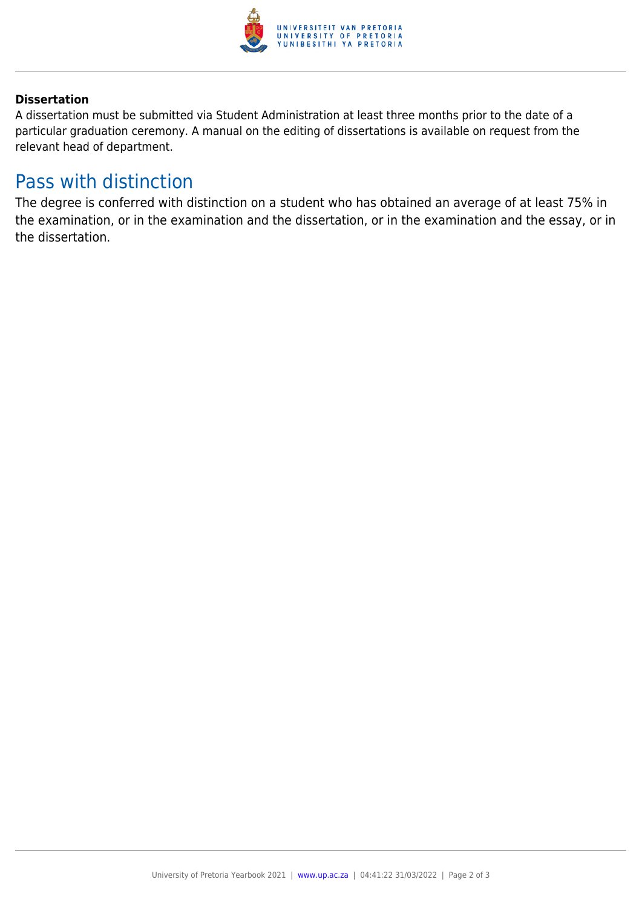**Dissertation**

A dissertation must be submitted via Student Administration at least three months prior to the date of a particular graduation ceremony. A manual on the editing of dissertations is available on request from the relevant head of department.

## Pass with distinction

The degree is conferred with distinction on a student who has obtained an average of at least 75% in the examination, or in the examination and the dissertation, or in the examination and the essay, or in the dissertation.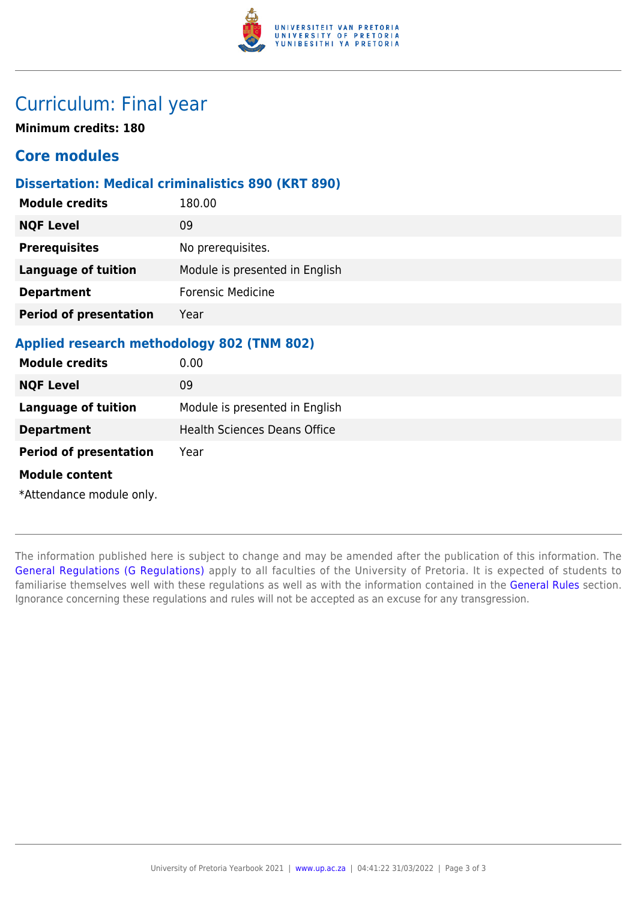# Curriculum: Final year

**Minimum credits: 180**

## Core modules

### Dissertation: Medical criminalistics 890 (KRT 890)

| | |
|---|---|
| **Module credits** | 180.00 |
| **NQF Level** | 09 |
| **Prerequisites** | No prerequisites. |
| **Language of tuition** | Module is presented in English |
| **Department** | Forensic Medicine |
| **Period of presentation** | Year |

### Applied research methodology 802 (TNM 802)

| | |
|---|---|
| **Module credits** | 0.00 |
| **NQF Level** | 09 |
| **Language of tuition** | Module is presented in English |
| **Department** | Health Sciences Deans Office |
| **Period of presentation** | Year |

**Module content**

*Attendance module only.

The information published here is subject to change and may be amended after the publication of this information. The General Regulations (G Regulations) apply to all faculties of the University of Pretoria. It is expected of students to familiarise themselves well with these regulations as well as with the information contained in the General Rules section. Ignorance concerning these regulations and rules will not be accepted as an excuse for any transgression.